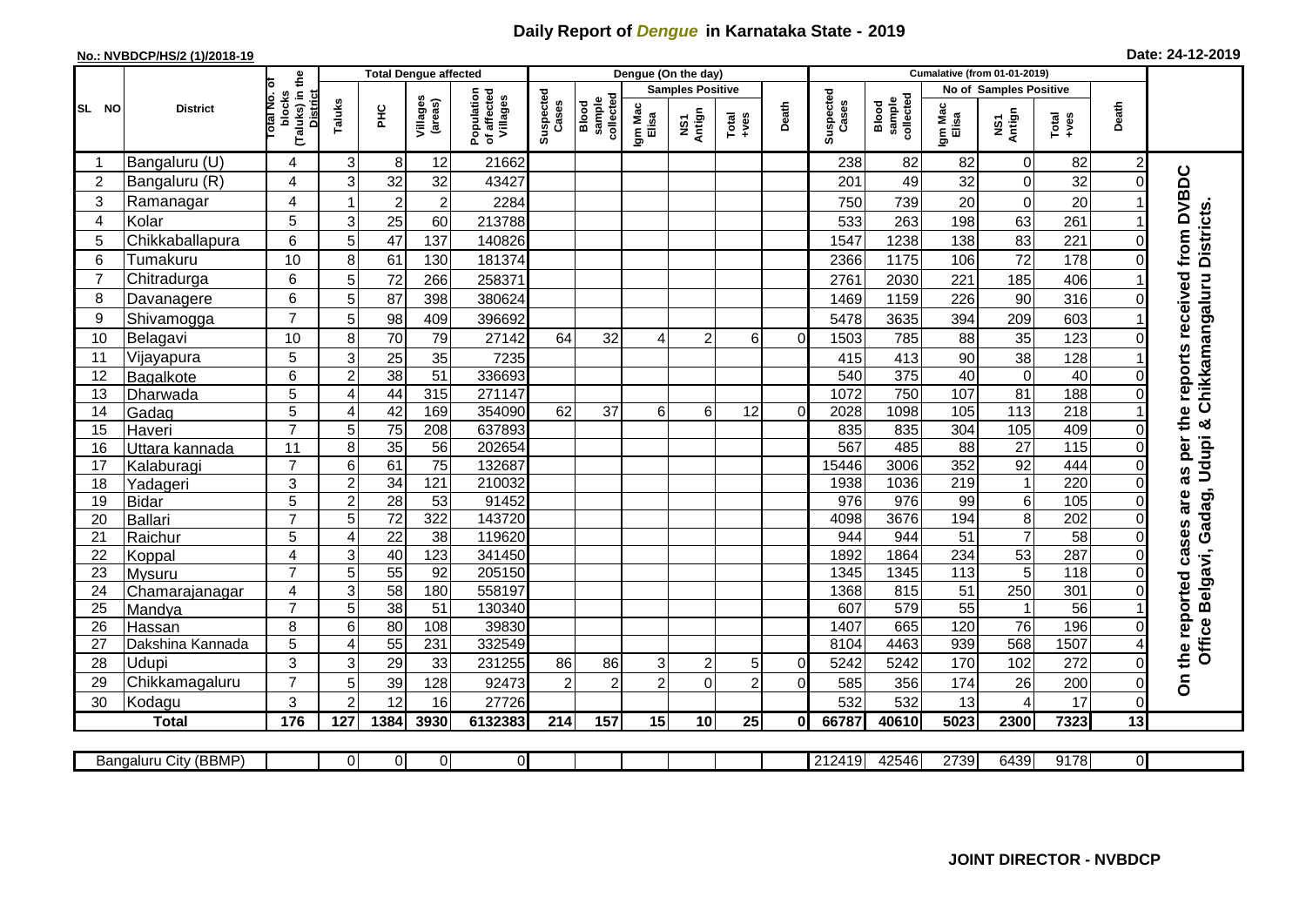# Daily Report of *Dengue* in Karnataka State - 2019

**No.: NVBDCP/HS/2 (1)/2018-19**

**Date: 24-12-2019**

| SL NO | District | Total No. of blocks (Taluks) in the District | Total Dengue affected | | | | Dengue (On the day) | | | | | | | Cumalative (from 01-01-2019) | | | | | | | |
|---|---|---|---|---|---|---|---|---|---|---|---|---|---|---|---|---|---|---|---|---|
| | | | | | | | | | Samples Positive | | | | | | | No of Samples Positive | | | | |
| | | | Taluks | PHC | Villages (areas) | Population of affected Villages | Suspected Cases | Blood sample collected | Igm Mac Elisa | NS1 Antign | Total +ves | Death | Suspected Cases | Blood sample collected | Igm Mac Elisa | NS1 Antign | Total +ves | Death | |
| 1 | Bangaluru (U) | 4 | 3 | 8 | 12 | 21662 | | | | | | | 238 | 82 | 82 | 0 | 82 | 2 | On the reported cases are as per the reports received from DVBDC Office Belgavi, Gadag, Udupi & Chikkamangaluru Districts. |
| 2 | Bangaluru (R) | 4 | 3 | 32 | 32 | 43427 | | | | | | | 201 | 49 | 32 | 0 | 32 | 0 | |
| 3 | Ramanagar | 4 | 1 | 2 | 2 | 2284 | | | | | | | 750 | 739 | 20 | 0 | 20 | 1 | |
| 4 | Kolar | 5 | 3 | 25 | 60 | 213788 | | | | | | | 533 | 263 | 198 | 63 | 261 | 1 | |
| 5 | Chikkaballapura | 6 | 5 | 47 | 137 | 140826 | | | | | | | 1547 | 1238 | 138 | 83 | 221 | 0 | |
| 6 | Tumakuru | 10 | 8 | 61 | 130 | 181374 | | | | | | | 2366 | 1175 | 106 | 72 | 178 | 0 | |
| 7 | Chitradurga | 6 | 5 | 72 | 266 | 258371 | | | | | | | 2761 | 2030 | 221 | 185 | 406 | 1 | |
| 8 | Davanagere | 6 | 5 | 87 | 398 | 380624 | | | | | | | 1469 | 1159 | 226 | 90 | 316 | 0 | |
| 9 | Shivamogga | 7 | 5 | 98 | 409 | 396692 | | | | | | | 5478 | 3635 | 394 | 209 | 603 | 1 | |
| 10 | Belagavi | 10 | 8 | 70 | 79 | 27142 | 64 | 32 | 4 | 2 | 6 | 0 | 1503 | 785 | 88 | 35 | 123 | 0 | |
| 11 | Vijayapura | 5 | 3 | 25 | 35 | 7235 | | | | | | | 415 | 413 | 90 | 38 | 128 | 1 | |
| 12 | Bagalkote | 6 | 2 | 38 | 51 | 336693 | | | | | | | 540 | 375 | 40 | 0 | 40 | 0 | |
| 13 | Dharwada | 5 | 4 | 44 | 315 | 271147 | | | | | | | 1072 | 750 | 107 | 81 | 188 | 0 | |
| 14 | Gadag | 5 | 4 | 42 | 169 | 354090 | 62 | 37 | 6 | 6 | 12 | 0 | 2028 | 1098 | 105 | 113 | 218 | 1 | |
| 15 | Haveri | 7 | 5 | 75 | 208 | 637893 | | | | | | | 835 | 835 | 304 | 105 | 409 | 0 | |
| 16 | Uttara kannada | 11 | 8 | 35 | 56 | 202654 | | | | | | | 567 | 485 | 88 | 27 | 115 | 0 | |
| 17 | Kalaburagi | 7 | 6 | 61 | 75 | 132687 | | | | | | | 15446 | 3006 | 352 | 92 | 444 | 0 | |
| 18 | Yadageri | 3 | 2 | 34 | 121 | 210032 | | | | | | | 1938 | 1036 | 219 | 1 | 220 | 0 | |
| 19 | Bidar | 5 | 2 | 28 | 53 | 91452 | | | | | | | 976 | 976 | 99 | 6 | 105 | 0 | |
| 20 | Ballari | 7 | 5 | 72 | 322 | 143720 | | | | | | | 4098 | 3676 | 194 | 8 | 202 | 0 | |
| 21 | Raichur | 5 | 4 | 22 | 38 | 119620 | | | | | | | 944 | 944 | 51 | 7 | 58 | 0 | |
| 22 | Koppal | 4 | 3 | 40 | 123 | 341450 | | | | | | | 1892 | 1864 | 234 | 53 | 287 | 0 | |
| 23 | Mysuru | 7 | 5 | 55 | 92 | 205150 | | | | | | | 1345 | 1345 | 113 | 5 | 118 | 0 | |
| 24 | Chamarajanagar | 4 | 3 | 58 | 180 | 558197 | | | | | | | 1368 | 815 | 51 | 250 | 301 | 0 | |
| 25 | Mandya | 7 | 5 | 38 | 51 | 130340 | | | | | | | 607 | 579 | 55 | 1 | 56 | 1 | |
| 26 | Hassan | 8 | 6 | 80 | 108 | 39830 | | | | | | | 1407 | 665 | 120 | 76 | 196 | 0 | |
| 27 | Dakshina Kannada | 5 | 4 | 55 | 231 | 332549 | | | | | | | 8104 | 4463 | 939 | 568 | 1507 | 4 | |
| 28 | Udupi | 3 | 3 | 29 | 33 | 231255 | 86 | 86 | 3 | 2 | 5 | 0 | 5242 | 5242 | 170 | 102 | 272 | 0 | |
| 29 | Chikkamagaluru | 7 | 5 | 39 | 128 | 92473 | 2 | 2 | 2 | 0 | 2 | 0 | 585 | 356 | 174 | 26 | 200 | 0 | |
| 30 | Kodagu | 3 | 2 | 12 | 16 | 27726 | | | | | | | 532 | 532 | 13 | 4 | 17 | 0 | |
| **Total** | | **176** | **127** | **1384** | **3930** | **6132383** | **214** | **157** | **15** | **10** | **25** | **0** | **66787** | **40610** | **5023** | **2300** | **7323** | **13** | |

| Bangaluru City (BBMP) | | 0 | 0 | 0 | 0 | | | | | | | 212419 | 42546 | 2739 | 6439 | 9178 | 0 | |
|---|---|---|---|---|---|---|---|---|---|---|---|---|---|---|---|---|---|---|

**JOINT DIRECTOR - NVBDCP**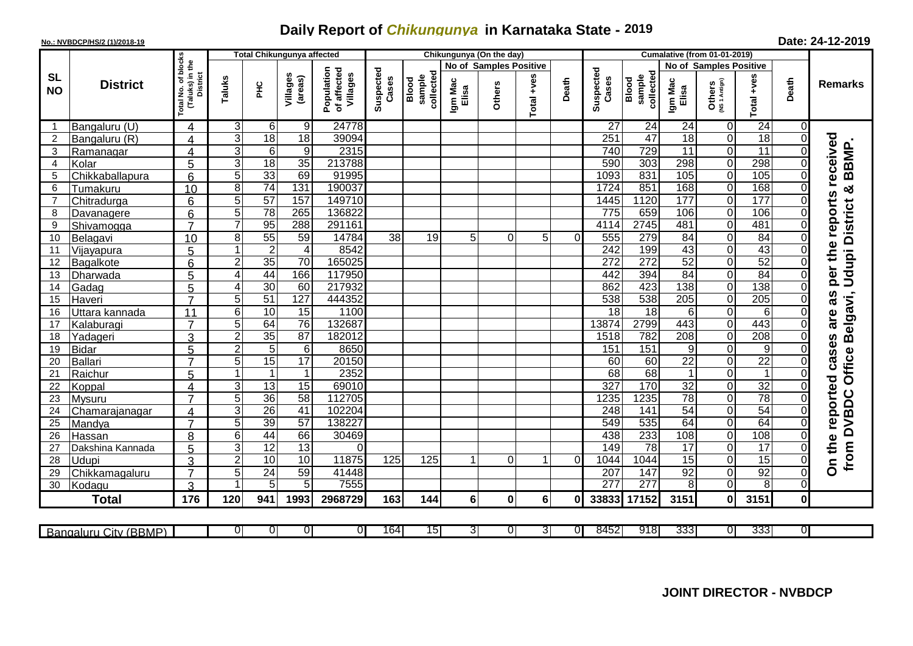# Daily Report of *Chikungunya* in Karnataka State - 2019

**No.: NVBDCP/HS/2 (1)/2018-19**

**Date: 24-12-2019**

| SL NO | District | Total No. of blocks (Taluks) in the District | Total Chikungunya affected | | | | Chikungunya (On the day) | | | | | | Cumalative (from 01-01-2019) | | | | | | Remarks |
|---|---|---|---|---|---|---|---|---|---|---|---|---|---|---|---|---|---|---|---|
| | | | Taluks | PHC | Villages (areas) | Population of affected Villages | Suspected Cases | Blood sample collected | No of Samples Positive | | | Death | Suspected Cases | Blood sample collected | No of Samples Positive | | | Death | |
| | | | | | | | | | Igm Mac Elisa | Others | Total +ves | | | | Igm Mac Elisa | Others (NS 1 Antign) | Total +ves | | |
| 1 | Bangaluru (U) | 4 | 3 | 6 | 9 | 24778 | | | | | | | 27 | 24 | 24 | 0 | 24 | 0 | On the reported cases are as per the reports received from DVBDC Office Belgavi, Udupi District & BBMP. |
| 2 | Bangaluru (R) | 4 | 3 | 18 | 18 | 39094 | | | | | | | 251 | 47 | 18 | 0 | 18 | 0 | |
| 3 | Ramanagar | 4 | 3 | 6 | 9 | 2315 | | | | | | | 740 | 729 | 11 | 0 | 11 | 0 | |
| 4 | Kolar | 5 | 3 | 18 | 35 | 213788 | | | | | | | 590 | 303 | 298 | 0 | 298 | 0 | |
| 5 | Chikkaballapura | 6 | 5 | 33 | 69 | 91995 | | | | | | | 1093 | 831 | 105 | 0 | 105 | 0 | |
| 6 | Tumakuru | 10 | 8 | 74 | 131 | 190037 | | | | | | | 1724 | 851 | 168 | 0 | 168 | 0 | |
| 7 | Chitradurga | 6 | 5 | 57 | 157 | 149710 | | | | | | | 1445 | 1120 | 177 | 0 | 177 | 0 | |
| 8 | Davanagere | 6 | 5 | 78 | 265 | 136822 | | | | | | | 775 | 659 | 106 | 0 | 106 | 0 | |
| 9 | Shivamogga | 7 | 7 | 95 | 288 | 291161 | | | | | | | 4114 | 2745 | 481 | 0 | 481 | 0 | |
| 10 | Belagavi | 10 | 8 | 55 | 59 | 14784 | 38 | 19 | 5 | 0 | 5 | 0 | 555 | 279 | 84 | 0 | 84 | 0 | |
| 11 | Vijayapura | 5 | 1 | 2 | 4 | 8542 | | | | | | | 242 | 199 | 43 | 0 | 43 | 0 | |
| 12 | Bagalkote | 6 | 2 | 35 | 70 | 165025 | | | | | | | 272 | 272 | 52 | 0 | 52 | 0 | |
| 13 | Dharwada | 5 | 4 | 44 | 166 | 117950 | | | | | | | 442 | 394 | 84 | 0 | 84 | 0 | |
| 14 | Gadag | 5 | 4 | 30 | 60 | 217932 | | | | | | | 862 | 423 | 138 | 0 | 138 | 0 | |
| 15 | Haveri | 7 | 5 | 51 | 127 | 444352 | | | | | | | 538 | 538 | 205 | 0 | 205 | 0 | |
| 16 | Uttara kannada | 11 | 6 | 10 | 15 | 1100 | | | | | | | 18 | 18 | 6 | 0 | 6 | 0 | |
| 17 | Kalaburagi | 7 | 5 | 64 | 76 | 132687 | | | | | | | 13874 | 2799 | 443 | 0 | 443 | 0 | |
| 18 | Yadageri | 3 | 2 | 35 | 87 | 182012 | | | | | | | 1518 | 782 | 208 | 0 | 208 | 0 | |
| 19 | Bidar | 5 | 2 | 5 | 6 | 8650 | | | | | | | 151 | 151 | 9 | 0 | 9 | 0 | |
| 20 | Ballari | 7 | 5 | 15 | 17 | 20150 | | | | | | | 60 | 60 | 22 | 0 | 22 | 0 | |
| 21 | Raichur | 5 | 1 | 1 | 1 | 2352 | | | | | | | 68 | 68 | 1 | 0 | 1 | 0 | |
| 22 | Koppal | 4 | 3 | 13 | 15 | 69010 | | | | | | | 327 | 170 | 32 | 0 | 32 | 0 | |
| 23 | Mysuru | 7 | 5 | 36 | 58 | 112705 | | | | | | | 1235 | 1235 | 78 | 0 | 78 | 0 | |
| 24 | Chamarajanagar | 4 | 3 | 26 | 41 | 102204 | | | | | | | 248 | 141 | 54 | 0 | 54 | 0 | |
| 25 | Mandya | 7 | 5 | 39 | 57 | 138227 | | | | | | | 549 | 535 | 64 | 0 | 64 | 0 | |
| 26 | Hassan | 8 | 6 | 44 | 66 | 30469 | | | | | | | 438 | 233 | 108 | 0 | 108 | 0 | |
| 27 | Dakshina Kannada | 5 | 3 | 12 | 13 | 0 | | | | | | | 149 | 78 | 17 | 0 | 17 | 0 | |
| 28 | Udupi | 3 | 2 | 10 | 10 | 11875 | 125 | 125 | 1 | 0 | 1 | 0 | 1044 | 1044 | 15 | 0 | 15 | 0 | |
| 29 | Chikkamagaluru | 7 | 5 | 24 | 59 | 41448 | | | | | | | 207 | 147 | 92 | 0 | 92 | 0 | |
| 30 | Kodagu | 3 | 1 | 5 | 5 | 7555 | | | | | | | 277 | 277 | 8 | 0 | 8 | 0 | |
| | **Total** | **176** | **120** | **941** | **1993** | **2968729** | **163** | **144** | **6** | **0** | **6** | **0** | **33833** | **17152** | **3151** | **0** | **3151** | **0** | |

| | | | | | | | | | | | | | | | | | |
|---|---|---|---|---|---|---|---|---|---|---|---|---|---|---|---|---|---|
| Bangaluru City (BBMP) | | 0 | 0 | 0 | 0 | 164 | 15 | 3 | 0 | 3 | 0 | 8452 | 918 | 333 | 0 | 333 | 0 |

**JOINT DIRECTOR - NVBDCP**